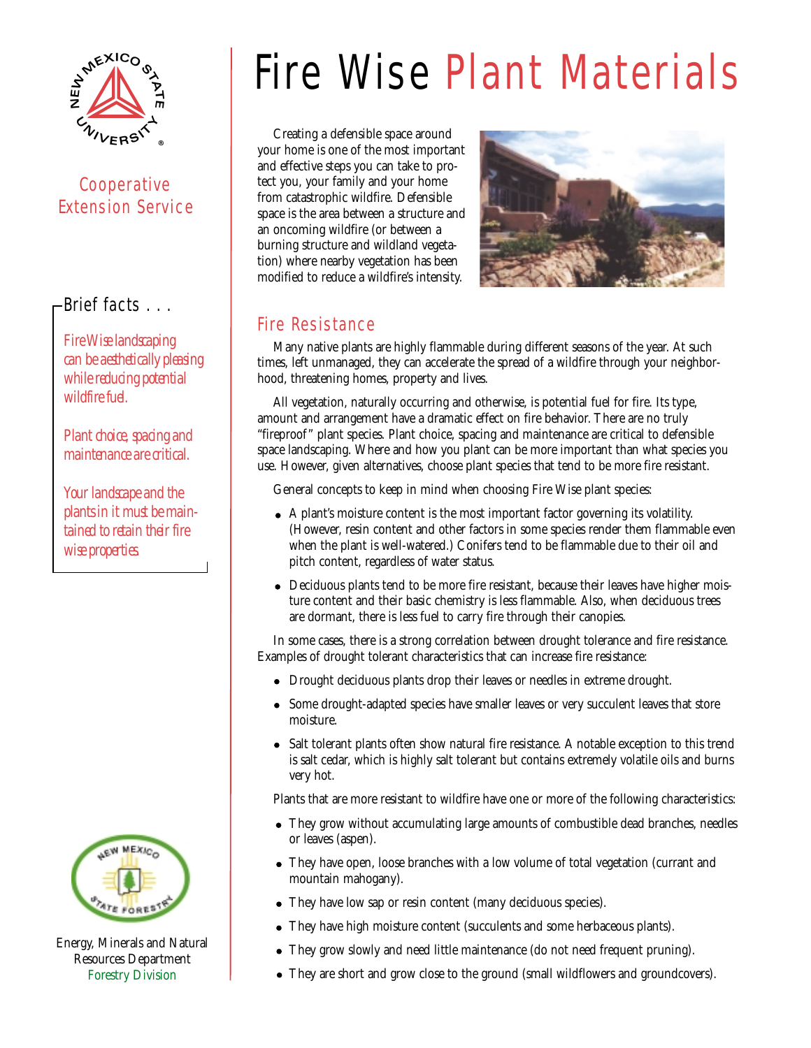# Fire Wise Plant Materials

Cooperative Extension Service

## Brief facts . . .

*Fire Wise landscaping can be aesthetically pleasing while reducing potential wildfire fuel.*

*Plant choice, spacing and maintenance are critical.*

*Your landscape and the plants in it must be maintained to retain their fire wise properties.*

Energy, Minerals and Natural Resources Department
Forestry Division

Creating a defensible space around your home is one of the most important and effective steps you can take to protect you, your family and your home from catastrophic wildfire. Defensible space is the area between a structure and an oncoming wildfire (or between a burning structure and wildland vegetation) where nearby vegetation has been modified to reduce a wildfire's intensity.

## Fire Resistance

Many native plants are highly flammable during different seasons of the year. At such times, left unmanaged, they can accelerate the spread of a wildfire through your neighborhood, threatening homes, property and lives.

All vegetation, naturally occurring and otherwise, is potential fuel for fire. Its type, amount and arrangement have a dramatic effect on fire behavior. There are no truly "fireproof" plant species. Plant choice, spacing and maintenance are critical to defensible space landscaping. Where and how you plant can be more important than what species you use. However, given alternatives, choose plant species that tend to be more fire resistant.

General concepts to keep in mind when choosing Fire Wise plant species:

- A plant's moisture content is the most important factor governing its volatility. (However, resin content and other factors in some species render them flammable even when the plant is well-watered.) Conifers tend to be flammable due to their oil and pitch content, regardless of water status.
- Deciduous plants tend to be more fire resistant, because their leaves have higher moisture content and their basic chemistry is less flammable. Also, when deciduous trees are dormant, there is less fuel to carry fire through their canopies.

In some cases, there is a strong correlation between drought tolerance and fire resistance. Examples of drought tolerant characteristics that can increase fire resistance:

- Drought deciduous plants drop their leaves or needles in extreme drought.
- Some drought-adapted species have smaller leaves or very succulent leaves that store moisture.
- Salt tolerant plants often show natural fire resistance. A notable exception to this trend is salt cedar, which is highly salt tolerant but contains extremely volatile oils and burns very hot.

Plants that are more resistant to wildfire have one or more of the following characteristics:

- They grow without accumulating large amounts of combustible dead branches, needles or leaves (aspen).
- They have open, loose branches with a low volume of total vegetation (currant and mountain mahogany).
- They have low sap or resin content (many deciduous species).
- They have high moisture content (succulents and some herbaceous plants).
- They grow slowly and need little maintenance (do not need frequent pruning).
- They are short and grow close to the ground (small wildflowers and groundcovers).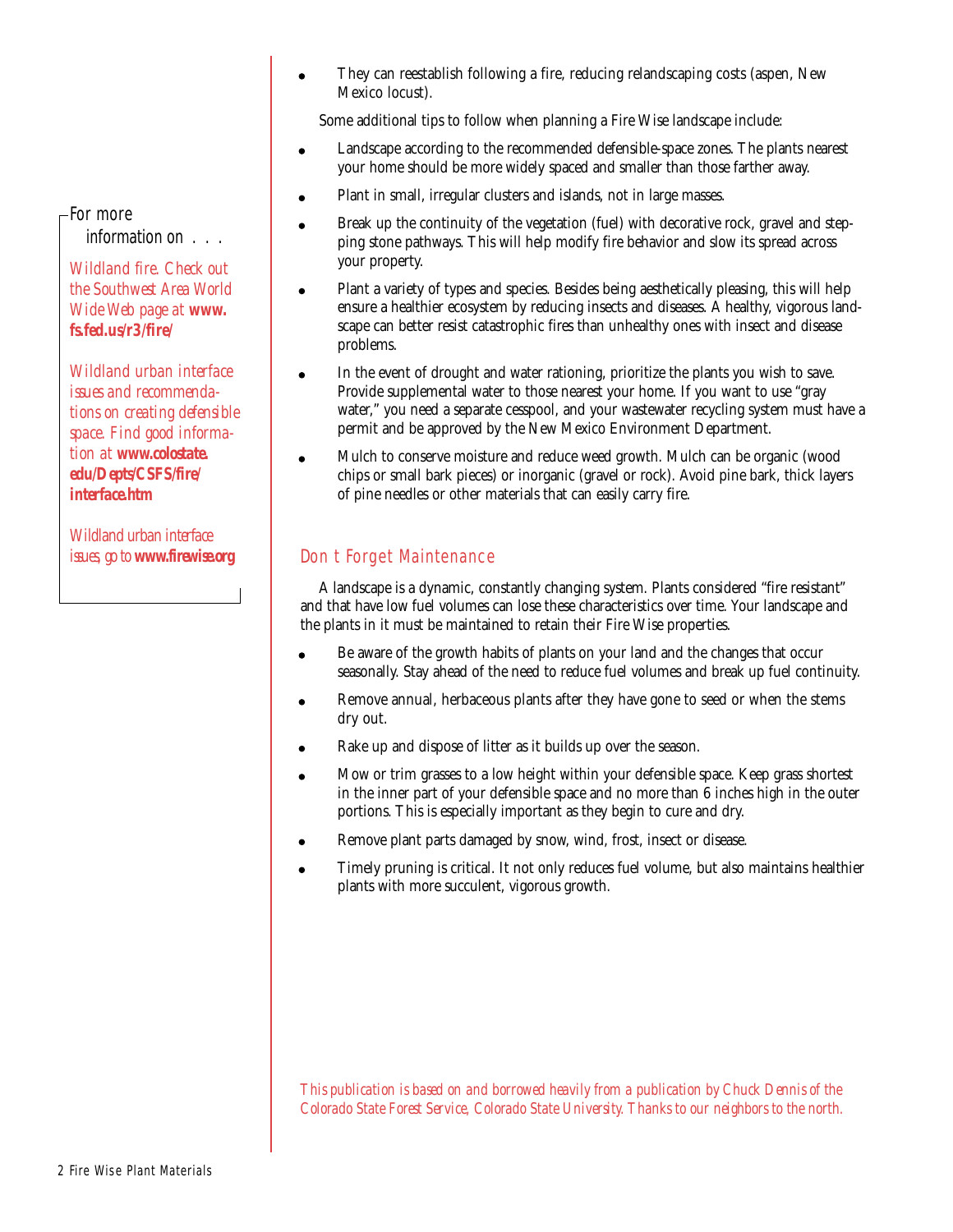- They can reestablish following a fire, reducing relandscaping costs (aspen, New Mexico locust).

Some additional tips to follow when planning a Fire Wise landscape include:

- Landscape according to the recommended defensible-space zones. The plants nearest your home should be more widely spaced and smaller than those farther away.
- Plant in small, irregular clusters and islands, not in large masses.
- Break up the continuity of the vegetation (fuel) with decorative rock, gravel and stepping stone pathways. This will help modify fire behavior and slow its spread across your property.
- Plant a variety of types and species. Besides being aesthetically pleasing, this will help ensure a healthier ecosystem by reducing insects and diseases. A healthy, vigorous landscape can better resist catastrophic fires than unhealthy ones with insect and disease problems.
- In the event of drought and water rationing, prioritize the plants you wish to save. Provide supplemental water to those nearest your home. If you want to use "gray water," you need a separate cesspool, and your wastewater recycling system must have a permit and be approved by the New Mexico Environment Department.
- Mulch to conserve moisture and reduce weed growth. Mulch can be organic (wood chips or small bark pieces) or inorganic (gravel or rock). Avoid pine bark, thick layers of pine needles or other materials that can easily carry fire.

> For more information on . . .
>
> *Wildland fire. Check out the Southwest Area World Wide Web page at* ***www.fs.fed.us/r3/fire/***
>
> *Wildland urban interface issues and recommendations on creating defensible space. Find good information at* ***www.colostate.edu/Depts/CSFS/fire/interface.htm***
>
> *Wildland urban interface issues, go to* ***www.firewise.org***

## Don t Forget Maintenance

A landscape is a dynamic, constantly changing system. Plants considered "fire resistant" and that have low fuel volumes can lose these characteristics over time. Your landscape and the plants in it must be maintained to retain their Fire Wise properties.

- Be aware of the growth habits of plants on your land and the changes that occur seasonally. Stay ahead of the need to reduce fuel volumes and break up fuel continuity.
- Remove annual, herbaceous plants after they have gone to seed or when the stems dry out.
- Rake up and dispose of litter as it builds up over the season.
- Mow or trim grasses to a low height within your defensible space. Keep grass shortest in the inner part of your defensible space and no more than 6 inches high in the outer portions. This is especially important as they begin to cure and dry.
- Remove plant parts damaged by snow, wind, frost, insect or disease.
- Timely pruning is critical. It not only reduces fuel volume, but also maintains healthier plants with more succulent, vigorous growth.

*This publication is based on and borrowed heavily from a publication by Chuck Dennis of the Colorado State Forest Service, Colorado State University. Thanks to our neighbors to the north.*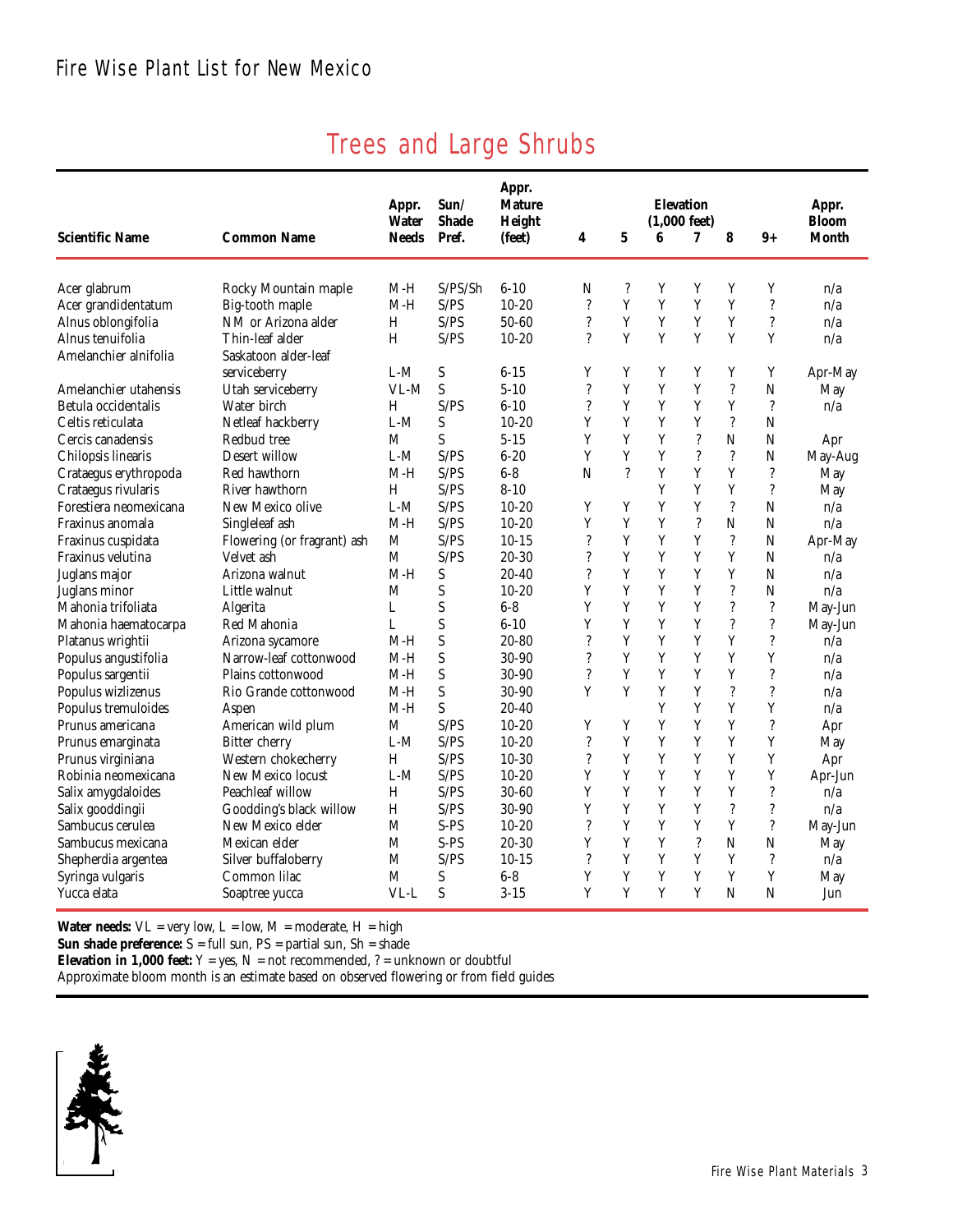# Trees and Large Shrubs

| Scientific Name | Common Name | Appr. Water Needs | Sun/ Shade Pref. | Appr. Mature Height (feet) | Elevation (1,000 feet) 4 | 5 | 6 | 7 | 8 | 9+ | Appr. Bloom Month |
|---|---|---|---|---|---|---|---|---|---|---|---|
| Acer glabrum | Rocky Mountain maple | M-H | S/PS/Sh | 6-10 | N | ? | Y | Y | Y | Y | n/a |
| Acer grandidentatum | Big-tooth maple | M-H | S/PS | 10-20 | ? | Y | Y | Y | Y | ? | n/a |
| Alnus oblongifolia | NM or Arizona alder | H | S/PS | 50-60 | ? | Y | Y | Y | Y | ? | n/a |
| Alnus tenuifolia | Thin-leaf alder | H | S/PS | 10-20 | ? | Y | Y | Y | Y | Y | n/a |
| Amelanchier alnifolia | Saskatoon alder-leaf serviceberry | L-M | S | 6-15 | Y | Y | Y | Y | Y | Y | Apr-May |
| Amelanchier utahensis | Utah serviceberry | VL-M | S | 5-10 | ? | Y | Y | Y | ? | N | May |
| Betula occidentalis | Water birch | H | S/PS | 6-10 | ? | Y | Y | Y | Y | ? | n/a |
| Celtis reticulata | Netleaf hackberry | L-M | S | 10-20 | Y | Y | Y | Y | ? | N | |
| Cercis canadensis | Redbud tree | M | S | 5-15 | Y | Y | Y | ? | N | N | Apr |
| Chilopsis linearis | Desert willow | L-M | S/PS | 6-20 | Y | Y | Y | ? | ? | N | May-Aug |
| Crataegus erythropoda | Red hawthorn | M-H | S/PS | 6-8 | N | ? | Y | Y | Y | ? | May |
| Crataegus rivularis | River hawthorn | H | S/PS | 8-10 | | | Y | Y | Y | ? | May |
| Forestiera neomexicana | New Mexico olive | L-M | S/PS | 10-20 | Y | Y | Y | Y | ? | N | n/a |
| Fraxinus anomala | Singleleaf ash | M-H | S/PS | 10-20 | Y | Y | Y | ? | N | N | n/a |
| Fraxinus cuspidata | Flowering (or fragrant) ash | M | S/PS | 10-15 | ? | Y | Y | Y | ? | N | Apr-May |
| Fraxinus velutina | Velvet ash | M | S/PS | 20-30 | ? | Y | Y | Y | Y | N | n/a |
| Juglans major | Arizona walnut | M-H | S | 20-40 | ? | Y | Y | Y | Y | N | n/a |
| Juglans minor | Little walnut | M | S | 10-20 | Y | Y | Y | Y | ? | N | n/a |
| Mahonia trifoliata | Algerita | L | S | 6-8 | Y | Y | Y | Y | ? | ? | May-Jun |
| Mahonia haematocarpa | Red Mahonia | L | S | 6-10 | Y | Y | Y | Y | ? | ? | May-Jun |
| Platanus wrightii | Arizona sycamore | M-H | S | 20-80 | ? | Y | Y | Y | Y | ? | n/a |
| Populus angustifolia | Narrow-leaf cottonwood | M-H | S | 30-90 | ? | Y | Y | Y | Y | Y | n/a |
| Populus sargentii | Plains cottonwood | M-H | S | 30-90 | ? | Y | Y | Y | Y | ? | n/a |
| Populus wizlizenus | Rio Grande cottonwood | M-H | S | 30-90 | Y | Y | Y | Y | ? | ? | n/a |
| Populus tremuloides | Aspen | M-H | S | 20-40 | | | Y | Y | Y | Y | n/a |
| Prunus americana | American wild plum | M | S/PS | 10-20 | Y | Y | Y | Y | Y | ? | Apr |
| Prunus emarginata | Bitter cherry | L-M | S/PS | 10-20 | ? | Y | Y | Y | Y | Y | May |
| Prunus virginiana | Western chokecherry | H | S/PS | 10-30 | ? | Y | Y | Y | Y | Y | Apr |
| Robinia neomexicana | New Mexico locust | L-M | S/PS | 10-20 | Y | Y | Y | Y | Y | Y | Apr-Jun |
| Salix amygdaloides | Peachleaf willow | H | S/PS | 30-60 | Y | Y | Y | Y | Y | ? | n/a |
| Salix gooddingii | Goodding's black willow | H | S/PS | 30-90 | Y | Y | Y | Y | ? | ? | n/a |
| Sambucus cerulea | New Mexico elder | M | S-PS | 10-20 | ? | Y | Y | Y | Y | ? | May-Jun |
| Sambucus mexicana | Mexican elder | M | S-PS | 20-30 | Y | Y | Y | ? | N | N | May |
| Shepherdia argentea | Silver buffaloberry | M | S/PS | 10-15 | ? | Y | Y | Y | Y | ? | n/a |
| Syringa vulgaris | Common lilac | M | S | 6-8 | Y | Y | Y | Y | Y | Y | May |
| Yucca elata | Soaptree yucca | VL-L | S | 3-15 | Y | Y | Y | Y | N | N | Jun |

**Water needs:** VL = very low, L = low, M = moderate, H = high
**Sun shade preference:** S = full sun, PS = partial sun, Sh = shade
**Elevation in 1,000 feet:** Y = yes, N = not recommended, ? = unknown or doubtful
Approximate bloom month is an estimate based on observed flowering or from field guides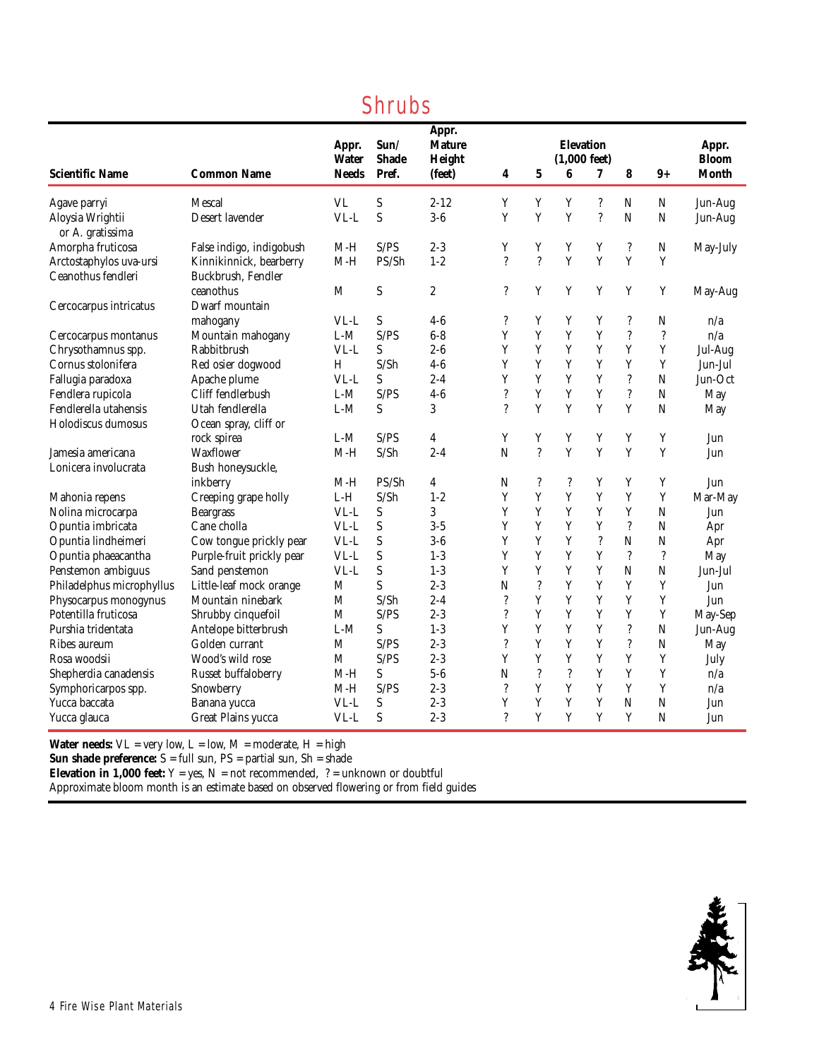# Shrubs

| Scientific Name | Common Name | Appr. Water Needs | Sun/ Shade Pref. | Appr. Mature Height (feet) | Elevation (1,000 feet) 4 | 5 | 6 | 7 | 8 | 9+ | Appr. Bloom Month |
|---|---|---|---|---|---|---|---|---|---|---|---|
| Agave parryi | Mescal | VL | S | 2-12 | Y | Y | Y | ? | N | N | Jun-Aug |
| Aloysia Wrightii or A. gratissima | Desert lavender | VL-L | S | 3-6 | Y | Y | Y | ? | N | N | Jun-Aug |
| Amorpha fruticosa | False indigo, indigobush | M-H | S/PS | 2-3 | Y | Y | Y | Y | ? | N | May-July |
| Arctostaphylos uva-ursi | Kinnikinnick, bearberry | M-H | PS/Sh | 1-2 | ? | ? | Y | Y | Y | Y | |
| Ceanothus fendleri | Buckbrush, Fendler ceanothus | M | S | 2 | ? | Y | Y | Y | Y | Y | May-Aug |
| Cercocarpus intricatus | Dwarf mountain mahogany | VL-L | S | 4-6 | ? | Y | Y | Y | ? | N | n/a |
| Cercocarpus montanus | Mountain mahogany | L-M | S/PS | 6-8 | Y | Y | Y | Y | ? | ? | n/a |
| Chrysothamnus spp. | Rabbitbrush | VL-L | S | 2-6 | Y | Y | Y | Y | Y | Y | Jul-Aug |
| Cornus stolonifera | Red osier dogwood | H | S/Sh | 4-6 | Y | Y | Y | Y | Y | Y | Jun-Jul |
| Fallugia paradoxa | Apache plume | VL-L | S | 2-4 | Y | Y | Y | Y | ? | N | Jun-Oct |
| Fendlera rupicola | Cliff fendlerbush | L-M | S/PS | 4-6 | ? | Y | Y | Y | ? | N | May |
| Fendlerella utahensis | Utah fendlerella | L-M | S | 3 | ? | Y | Y | Y | Y | N | May |
| Holodiscus dumosus | Ocean spray, cliff or rock spirea | L-M | S/PS | 4 | Y | Y | Y | Y | Y | Y | Jun |
| Jamesia americana | Waxflower | M-H | S/Sh | 2-4 | N | ? | Y | Y | Y | Y | Jun |
| Lonicera involucrata | Bush honeysuckle, inkberry | M-H | PS/Sh | 4 | N | ? | ? | Y | Y | Y | Jun |
| Mahonia repens | Creeping grape holly | L-H | S/Sh | 1-2 | Y | Y | Y | Y | Y | Y | Mar-May |
| Nolina microcarpa | Beargrass | VL-L | S | 3 | Y | Y | Y | Y | Y | N | Jun |
| Opuntia imbricata | Cane cholla | VL-L | S | 3-5 | Y | Y | Y | Y | ? | N | Apr |
| Opuntia lindheimeri | Cow tongue prickly pear | VL-L | S | 3-6 | Y | Y | Y | ? | N | N | Apr |
| Opuntia phaeacantha | Purple-fruit prickly pear | VL-L | S | 1-3 | Y | Y | Y | Y | ? | ? | May |
| Penstemon ambiguus | Sand penstemon | VL-L | S | 1-3 | Y | Y | Y | Y | N | N | Jun-Jul |
| Philadelphus microphyllus | Little-leaf mock orange | M | S | 2-3 | N | ? | Y | Y | Y | Y | Jun |
| Physocarpus monogynus | Mountain ninebark | M | S/Sh | 2-4 | ? | Y | Y | Y | Y | Y | Jun |
| Potentilla fruticosa | Shrubby cinquefoil | M | S/PS | 2-3 | ? | Y | Y | Y | Y | Y | May-Sep |
| Purshia tridentata | Antelope bitterbrush | L-M | S | 1-3 | Y | Y | Y | Y | ? | N | Jun-Aug |
| Ribes aureum | Golden currant | M | S/PS | 2-3 | ? | Y | Y | Y | ? | N | May |
| Rosa woodsii | Wood's wild rose | M | S/PS | 2-3 | Y | Y | Y | Y | Y | Y | July |
| Shepherdia canadensis | Russet buffaloberry | M-H | S | 5-6 | N | ? | ? | Y | Y | Y | n/a |
| Symphoricarpos spp. | Snowberry | M-H | S/PS | 2-3 | ? | Y | Y | Y | Y | Y | n/a |
| Yucca baccata | Banana yucca | VL-L | S | 2-3 | Y | Y | Y | Y | N | N | Jun |
| Yucca glauca | Great Plains yucca | VL-L | S | 2-3 | ? | Y | Y | Y | Y | N | Jun |

**Water needs:** VL = very low, L = low, M = moderate, H = high
**Sun shade preference:** S = full sun, PS = partial sun, Sh = shade
**Elevation in 1,000 feet:** Y = yes, N = not recommended, ? = unknown or doubtful
Approximate bloom month is an estimate based on observed flowering or from field guides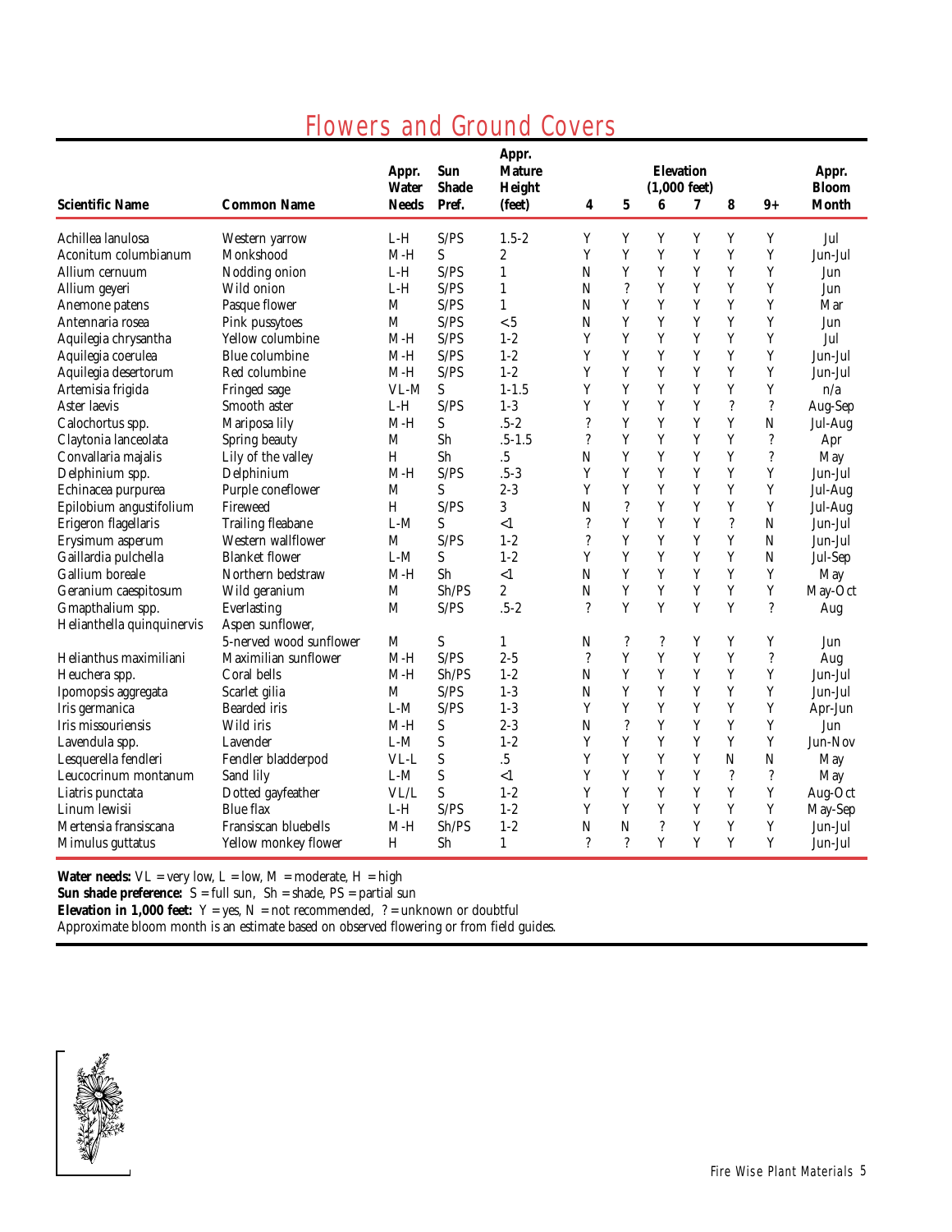# Flowers and Ground Covers

| Scientific Name | Common Name | Appr. Water Needs | Sun Shade Pref. | Appr. Mature Height (feet) | Elevation (1,000 feet) 4 | 5 | 6 | 7 | 8 | 9+ | Appr. Bloom Month |
|---|---|---|---|---|---|---|---|---|---|---|---|
| Achillea lanulosa | Western yarrow | L-H | S/PS | 1.5-2 | Y | Y | Y | Y | Y | Y | Jul |
| Aconitum columbianum | Monkshood | M-H | S | 2 | Y | Y | Y | Y | Y | Y | Jun-Jul |
| Allium cernuum | Nodding onion | L-H | S/PS | 1 | N | Y | Y | Y | Y | Y | Jun |
| Allium geyeri | Wild onion | L-H | S/PS | 1 | N | ? | Y | Y | Y | Y | Jun |
| Anemone patens | Pasque flower | M | S/PS | 1 | N | Y | Y | Y | Y | Y | Mar |
| Antennaria rosea | Pink pussytoes | M | S/PS | <.5 | N | Y | Y | Y | Y | Y | Jun |
| Aquilegia chrysantha | Yellow columbine | M-H | S/PS | 1-2 | Y | Y | Y | Y | Y | Y | Jul |
| Aquilegia coerulea | Blue columbine | M-H | S/PS | 1-2 | Y | Y | Y | Y | Y | Y | Jun-Jul |
| Aquilegia desertorum | Red columbine | M-H | S/PS | 1-2 | Y | Y | Y | Y | Y | Y | Jun-Jul |
| Artemisia frigida | Fringed sage | VL-M | S | 1-1.5 | Y | Y | Y | Y | Y | Y | n/a |
| Aster laevis | Smooth aster | L-H | S/PS | 1-3 | Y | Y | Y | Y | ? | ? | Aug-Sep |
| Calochortus spp. | Mariposa lily | M-H | S | .5-2 | ? | Y | Y | Y | Y | N | Jul-Aug |
| Claytonia lanceolata | Spring beauty | M | Sh | .5-1.5 | ? | Y | Y | Y | Y | ? | Apr |
| Convallaria majalis | Lily of the valley | H | Sh | .5 | N | Y | Y | Y | Y | ? | May |
| Delphinium spp. | Delphinium | M-H | S/PS | .5-3 | Y | Y | Y | Y | Y | Y | Jun-Jul |
| Echinacea purpurea | Purple coneflower | M | S | 2-3 | Y | Y | Y | Y | Y | Y | Jul-Aug |
| Epilobium angustifolium | Fireweed | H | S/PS | 3 | N | ? | Y | Y | Y | Y | Jul-Aug |
| Erigeron flagellaris | Trailing fleabane | L-M | S | <1 | ? | Y | Y | Y | ? | N | Jun-Jul |
| Erysimum asperum | Western wallflower | M | S/PS | 1-2 | ? | Y | Y | Y | Y | N | Jun-Jul |
| Gaillardia pulchella | Blanket flower | L-M | S | 1-2 | Y | Y | Y | Y | Y | N | Jul-Sep |
| Gallium boreale | Northern bedstraw | M-H | Sh | <1 | N | Y | Y | Y | Y | Y | May |
| Geranium caespitosum | Wild geranium | M | Sh/PS | 2 | N | Y | Y | Y | Y | Y | May-Oct |
| Gmapthalium spp. | Everlasting | M | S/PS | .5-2 | ? | Y | Y | Y | Y | ? | Aug |
| Helianthella quinquinervis | Aspen sunflower, 5-nerved wood sunflower | M | S | 1 | N | ? | ? | Y | Y | Y | Jun |
| Helianthus maximiliani | Maximilian sunflower | M-H | S/PS | 2-5 | ? | Y | Y | Y | Y | ? | Aug |
| Heuchera spp. | Coral bells | M-H | Sh/PS | 1-2 | N | Y | Y | Y | Y | Y | Jun-Jul |
| Ipomopsis aggregata | Scarlet gilia | M | S/PS | 1-3 | N | Y | Y | Y | Y | Y | Jun-Jul |
| Iris germanica | Bearded iris | L-M | S/PS | 1-3 | Y | Y | Y | Y | Y | Y | Apr-Jun |
| Iris missouriensis | Wild iris | M-H | S | 2-3 | N | ? | Y | Y | Y | Y | Jun |
| Lavendula spp. | Lavender | L-M | S | 1-2 | Y | Y | Y | Y | Y | Y | Jun-Nov |
| Lesquerella fendleri | Fendler bladderpod | VL-L | S | .5 | Y | Y | Y | Y | N | N | May |
| Leucocrinum montanum | Sand lily | L-M | S | <1 | Y | Y | Y | Y | ? | ? | May |
| Liatris punctata | Dotted gayfeather | VL/L | S | 1-2 | Y | Y | Y | Y | Y | Y | Aug-Oct |
| Linum lewisii | Blue flax | L-H | S/PS | 1-2 | Y | Y | Y | Y | Y | Y | May-Sep |
| Mertensia fransiscana | Fransiscan bluebells | M-H | Sh/PS | 1-2 | N | N | ? | Y | Y | Y | Jun-Jul |
| Mimulus guttatus | Yellow monkey flower | H | Sh | 1 | ? | ? | Y | Y | Y | Y | Jun-Jul |

**Water needs:** VL = very low, L = low, M = moderate, H = high
**Sun shade preference:** S = full sun, Sh = shade, PS = partial sun
**Elevation in 1,000 feet:** Y = yes, N = not recommended, ? = unknown or doubtful
Approximate bloom month is an estimate based on observed flowering or from field guides.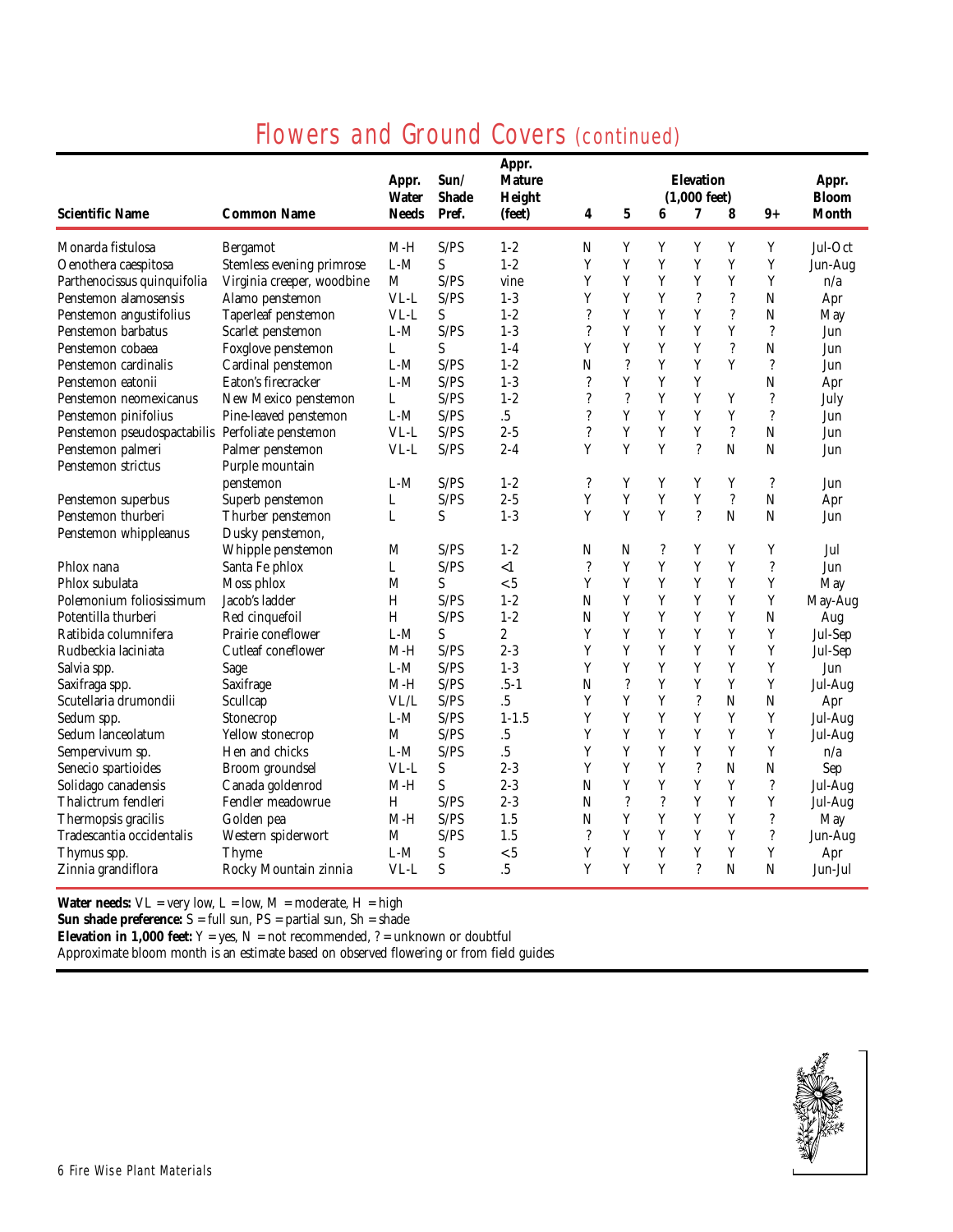# Flowers and Ground Covers *(continued)*

| Scientific Name | Common Name | Appr. Water Needs | Sun/ Shade Pref. | Appr. Mature Height (feet) | Elevation (1,000 feet) 4 | 5 | 6 | 7 | 8 | 9+ | Appr. Bloom Month |
|---|---|---|---|---|---|---|---|---|---|---|---|
| Monarda fistulosa | Bergamot | M-H | S/PS | 1-2 | N | Y | Y | Y | Y | Y | Jul-Oct |
| Oenothera caespitosa | Stemless evening primrose | L-M | S | 1-2 | Y | Y | Y | Y | Y | Y | Jun-Aug |
| Parthenocissus quinquifolia | Virginia creeper, woodbine | M | S/PS | vine | Y | Y | Y | Y | Y | Y | n/a |
| Penstemon alamosensis | Alamo penstemon | VL-L | S/PS | 1-3 | Y | Y | Y | ? | ? | N | Apr |
| Penstemon angustifolius | Taperleaf penstemon | VL-L | S | 1-2 | ? | Y | Y | Y | ? | N | May |
| Penstemon barbatus | Scarlet penstemon | L-M | S/PS | 1-3 | ? | Y | Y | Y | Y | ? | Jun |
| Penstemon cobaea | Foxglove penstemon | L | S | 1-4 | Y | Y | Y | Y | ? | N | Jun |
| Penstemon cardinalis | Cardinal penstemon | L-M | S/PS | 1-2 | N | ? | Y | Y | Y | ? | Jun |
| Penstemon eatonii | Eaton's firecracker | L-M | S/PS | 1-3 | ? | Y | Y | Y | | N | Apr |
| Penstemon neomexicanus | New Mexico penstemon | L | S/PS | 1-2 | ? | ? | Y | Y | Y | ? | July |
| Penstemon pinifolius | Pine-leaved penstemon | L-M | S/PS | .5 | ? | Y | Y | Y | Y | ? | Jun |
| Penstemon pseudospactabilis | Perfoliate penstemon | VL-L | S/PS | 2-5 | ? | Y | Y | Y | ? | N | Jun |
| Penstemon palmeri | Palmer penstemon | VL-L | S/PS | 2-4 | Y | Y | Y | ? | N | N | Jun |
| Penstemon strictus | Purple mountain penstemon | L-M | S/PS | 1-2 | ? | Y | Y | Y | Y | ? | Jun |
| Penstemon superbus | Superb penstemon | L | S/PS | 2-5 | Y | Y | Y | Y | ? | N | Apr |
| Penstemon thurberi | Thurber penstemon | L | S | 1-3 | Y | Y | Y | ? | N | N | Jun |
| Penstemon whippleanus | Dusky penstemon, Whipple penstemon | M | S/PS | 1-2 | N | N | ? | Y | Y | Y | Jul |
| Phlox nana | Santa Fe phlox | L | S/PS | <1 | ? | Y | Y | Y | Y | ? | Jun |
| Phlox subulata | Moss phlox | M | S | <.5 | Y | Y | Y | Y | Y | Y | May |
| Polemonium foliosissimum | Jacob's ladder | H | S/PS | 1-2 | N | Y | Y | Y | Y | Y | May-Aug |
| Potentilla thurberi | Red cinquefoil | H | S/PS | 1-2 | N | Y | Y | Y | Y | N | Aug |
| Ratibida columnifera | Prairie coneflower | L-M | S | 2 | Y | Y | Y | Y | Y | Y | Jul-Sep |
| Rudbeckia laciniata | Cutleaf coneflower | M-H | S/PS | 2-3 | Y | Y | Y | Y | Y | Y | Jul-Sep |
| Salvia spp. | Sage | L-M | S/PS | 1-3 | Y | Y | Y | Y | Y | Y | Jun |
| Saxifraga spp. | Saxifrage | M-H | S/PS | .5-1 | N | ? | Y | Y | Y | Y | Jul-Aug |
| Scutellaria drumondii | Scullcap | VL/L | S/PS | .5 | Y | Y | Y | ? | N | N | Apr |
| Sedum spp. | Stonecrop | L-M | S/PS | 1-1.5 | Y | Y | Y | Y | Y | Y | Jul-Aug |
| Sedum lanceolatum | Yellow stonecrop | M | S/PS | .5 | Y | Y | Y | Y | Y | Y | Jul-Aug |
| Sempervivum sp. | Hen and chicks | L-M | S/PS | .5 | Y | Y | Y | Y | Y | Y | n/a |
| Senecio spartioides | Broom groundsel | VL-L | S | 2-3 | Y | Y | Y | ? | N | N | Sep |
| Solidago canadensis | Canada goldenrod | M-H | S | 2-3 | N | Y | Y | Y | Y | ? | Jul-Aug |
| Thalictrum fendleri | Fendler meadowrue | H | S/PS | 2-3 | N | ? | ? | Y | Y | Y | Jul-Aug |
| Thermopsis gracilis | Golden pea | M-H | S/PS | 1.5 | N | Y | Y | Y | Y | ? | May |
| Tradescantia occidentalis | Western spiderwort | M | S/PS | 1.5 | ? | Y | Y | Y | Y | ? | Jun-Aug |
| Thymus spp. | Thyme | L-M | S | <.5 | Y | Y | Y | Y | Y | Y | Apr |
| Zinnia grandiflora | Rocky Mountain zinnia | VL-L | S | .5 | Y | Y | Y | ? | N | N | Jun-Jul |

**Water needs:** VL = very low, L = low, M = moderate, H = high
**Sun shade preference:** S = full sun, PS = partial sun, Sh = shade
**Elevation in 1,000 feet:** Y = yes, N = not recommended, ? = unknown or doubtful
Approximate bloom month is an estimate based on observed flowering or from field guides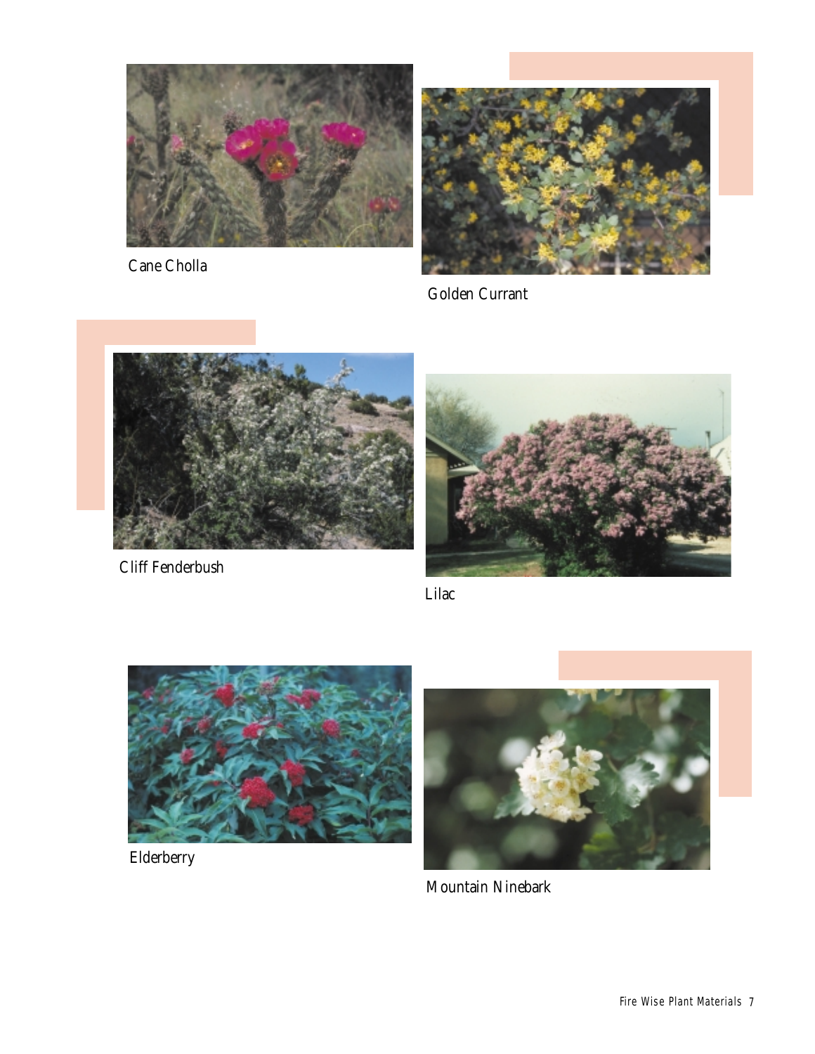Cane Cholla

Golden Currant

Cliff Fenderbush

Lilac

Elderberry

Mountain Ninebark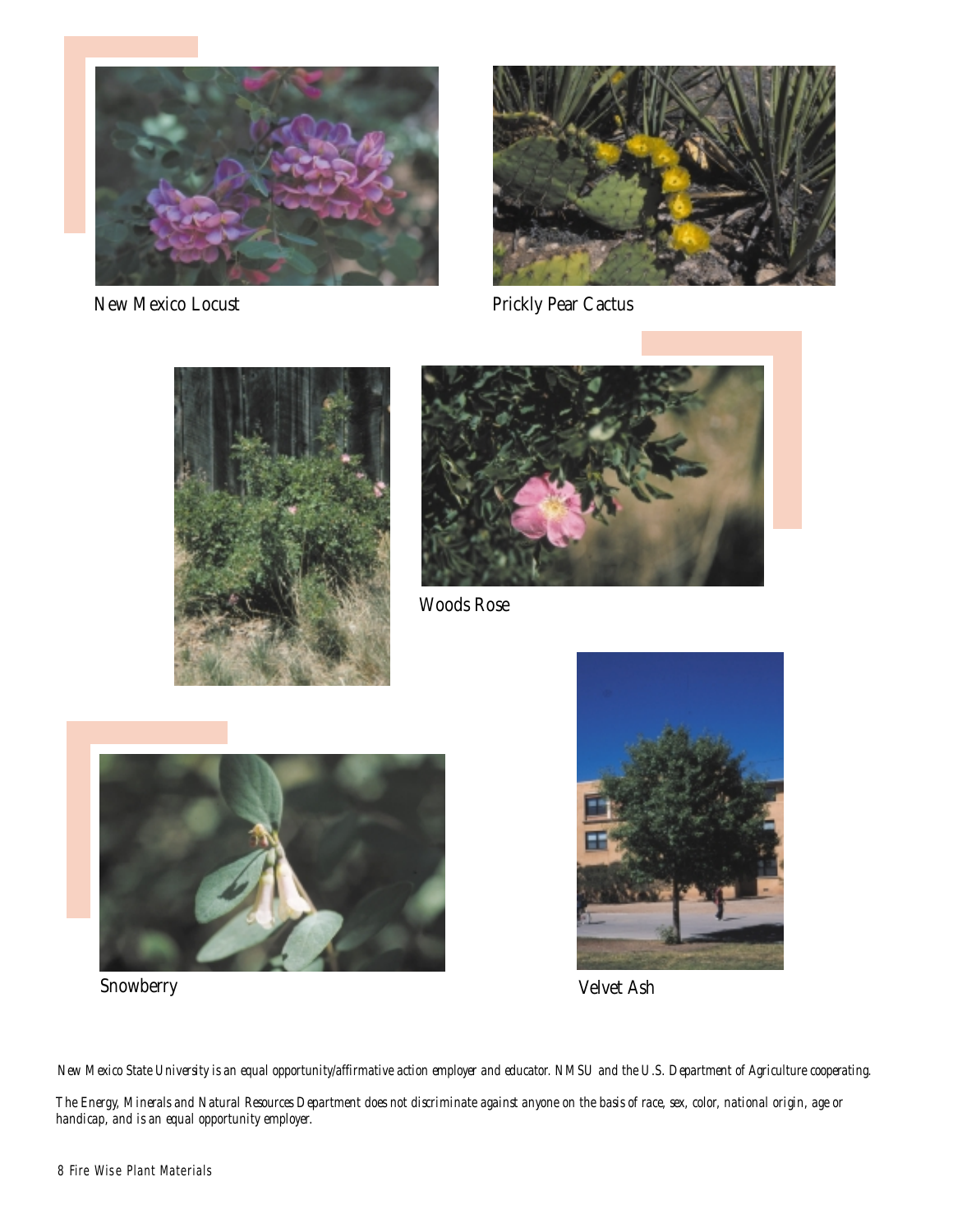New Mexico Locust

Prickly Pear Cactus

Woods Rose

Snowberry

Velvet Ash

*New Mexico State University is an equal opportunity/affirmative action employer and educator. NMSU and the U.S. Department of Agriculture cooperating.*

*The Energy, Minerals and Natural Resources Department does not discriminate against anyone on the basis of race, sex, color, national origin, age or handicap, and is an equal opportunity employer.*